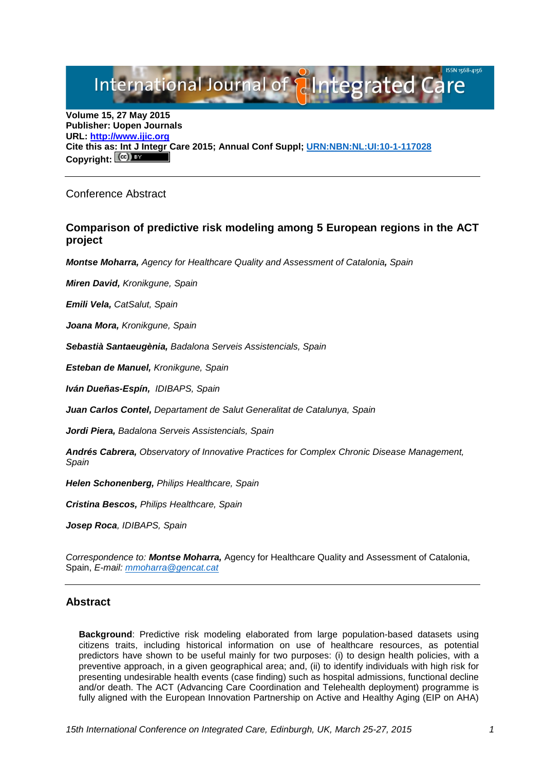**Volume 15, 27 May 2015**
**Publisher: Uopen Journals**
**URL: [http://www.ijic.org](http://www.ijic.org)**
**Cite this as: Int J Integr Care 2015; Annual Conf Suppl; [URN:NBN:NL:UI:10-1-117028](URN:NBN:NL:UI:10-1-117028)**
**Copyright:**

---

Conference Abstract

## Comparison of predictive risk modeling among 5 European regions in the ACT project

***Montse Moharra,*** *Agency for Healthcare Quality and Assessment of Catalonia**,** Spain*

***Miren David,*** *Kronikgune, Spain*

***Emili Vela,*** *CatSalut, Spain*

***Joana Mora,*** *Kronikgune, Spain*

***Sebastià Santaeugènia,*** *Badalona Serveis Assistencials, Spain*

***Esteban de Manuel,*** *Kronikgune, Spain*

***Iván Dueñas-Espín,*** *IDIBAPS, Spain*

***Juan Carlos Contel,*** *Departament de Salut Generalitat de Catalunya, Spain*

***Jordi Piera,*** *Badalona Serveis Assistencials, Spain*

***Andrés Cabrera,*** *Observatory of Innovative Practices for Complex Chronic Disease Management, Spain*

***Helen Schonenberg,*** *Philips Healthcare, Spain*

***Cristina Bescos,*** *Philips Healthcare, Spain*

***Josep Roca****, IDIBAPS, Spain*

*Correspondence to:* ***Montse Moharra,*** Agency for Healthcare Quality and Assessment of Catalonia, Spain, *E-mail: [mmoharra@gencat.cat](mailto:mmoharra@gencat.cat)*

---

### Abstract

**Background**: Predictive risk modeling elaborated from large population-based datasets using citizens traits, including historical information on use of healthcare resources, as potential predictors have shown to be useful mainly for two purposes: (i) to design health policies, with a preventive approach, in a given geographical area; and, (ii) to identify individuals with high risk for presenting undesirable health events (case finding) such as hospital admissions, functional decline and/or death. The ACT (Advancing Care Coordination and Telehealth deployment) programme is fully aligned with the European Innovation Partnership on Active and Healthy Aging (EIP on AHA)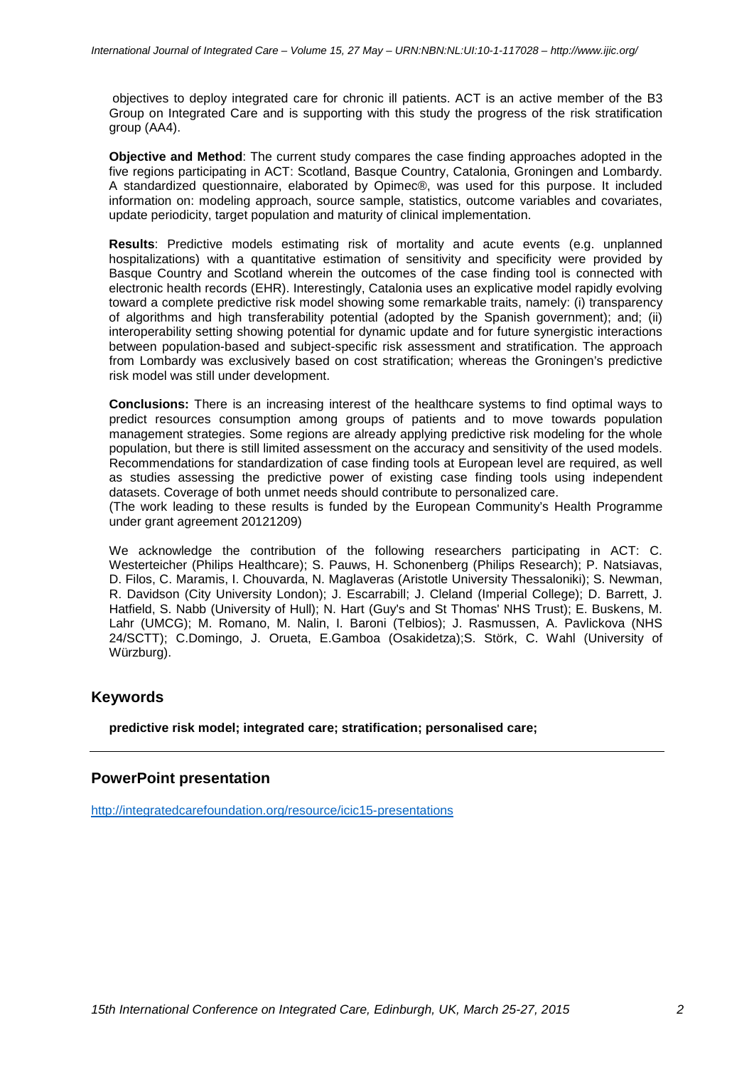objectives to deploy integrated care for chronic ill patients. ACT is an active member of the B3 Group on Integrated Care and is supporting with this study the progress of the risk stratification group (AA4).

**Objective and Method**: The current study compares the case finding approaches adopted in the five regions participating in ACT: Scotland, Basque Country, Catalonia, Groningen and Lombardy. A standardized questionnaire, elaborated by Opimec®, was used for this purpose. It included information on: modeling approach, source sample, statistics, outcome variables and covariates, update periodicity, target population and maturity of clinical implementation.

**Results**: Predictive models estimating risk of mortality and acute events (e.g. unplanned hospitalizations) with a quantitative estimation of sensitivity and specificity were provided by Basque Country and Scotland wherein the outcomes of the case finding tool is connected with electronic health records (EHR). Interestingly, Catalonia uses an explicative model rapidly evolving toward a complete predictive risk model showing some remarkable traits, namely: (i) transparency of algorithms and high transferability potential (adopted by the Spanish government); and; (ii) interoperability setting showing potential for dynamic update and for future synergistic interactions between population-based and subject-specific risk assessment and stratification. The approach from Lombardy was exclusively based on cost stratification; whereas the Groningen's predictive risk model was still under development.

**Conclusions:** There is an increasing interest of the healthcare systems to find optimal ways to predict resources consumption among groups of patients and to move towards population management strategies. Some regions are already applying predictive risk modeling for the whole population, but there is still limited assessment on the accuracy and sensitivity of the used models. Recommendations for standardization of case finding tools at European level are required, as well as studies assessing the predictive power of existing case finding tools using independent datasets. Coverage of both unmet needs should contribute to personalized care.
(The work leading to these results is funded by the European Community's Health Programme under grant agreement 20121209)

We acknowledge the contribution of the following researchers participating in ACT: C. Westerteicher (Philips Healthcare); S. Pauws, H. Schonenberg (Philips Research); P. Natsiavas, D. Filos, C. Maramis, I. Chouvarda, N. Maglaveras (Aristotle University Thessaloniki); S. Newman, R. Davidson (City University London); J. Escarrabill; J. Cleland (Imperial College); D. Barrett, J. Hatfield, S. Nabb (University of Hull); N. Hart (Guy's and St Thomas' NHS Trust); E. Buskens, M. Lahr (UMCG); M. Romano, M. Nalin, I. Baroni (Telbios); J. Rasmussen, A. Pavlickova (NHS 24/SCTT); C.Domingo, J. Orueta, E.Gamboa (Osakidetza);S. Störk, C. Wahl (University of Würzburg).

## Keywords

**predictive risk model; integrated care; stratification; personalised care;**

## PowerPoint presentation

http://integratedcarefoundation.org/resource/icic15-presentations